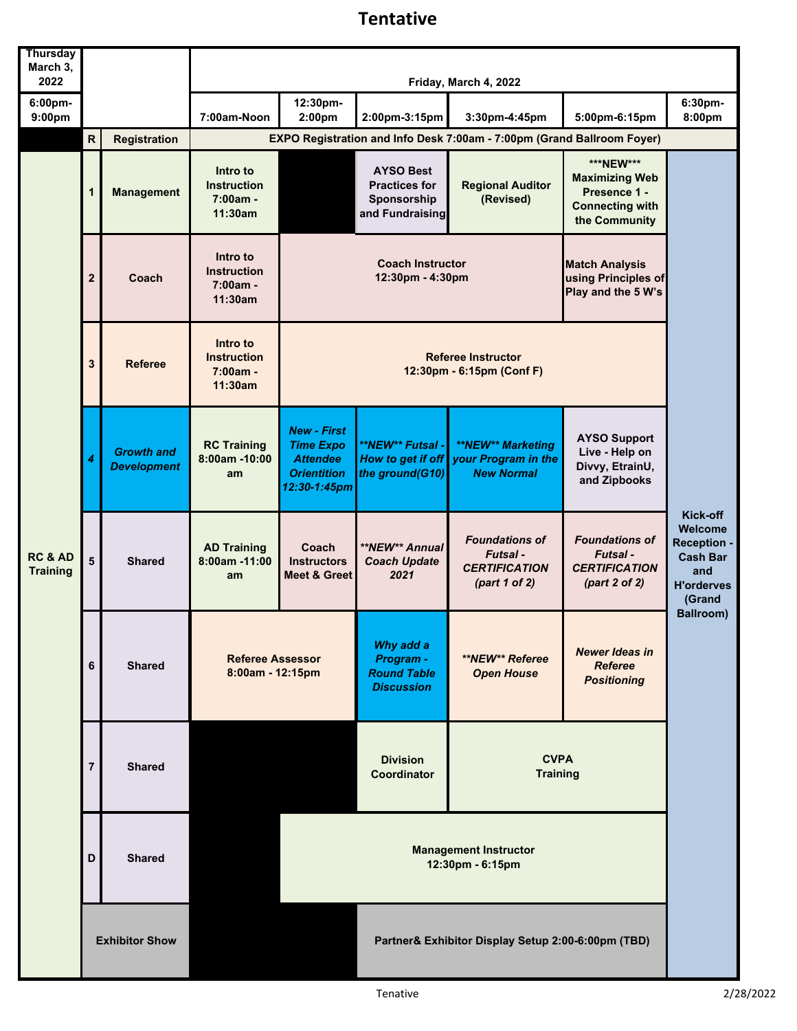# Tentative

| Thursday March 3, 2022 | | | Friday, March 4, 2022 | | | | | | |
|---|---|---|---|---|---|---|---|---|---|
| 6:00pm-9:00pm | | | 7:00am-Noon | 12:30pm-2:00pm | 2:00pm-3:15pm | 3:30pm-4:45pm | 5:00pm-6:15pm | 6:30pm-8:00pm | |
| | R | Registration | EXPO Registration and Info Desk 7:00am - 7:00pm (Grand Ballroom Foyer) | | | | | | |
| RC & AD Training | 1 | Management | Intro to Instruction 7:00am - 11:30am | | AYSO Best Practices for Sponsorship and Fundraising | Regional Auditor (Revised) | ***NEW*** Maximizing Web Presence 1 - Connecting with the Community | Kick-off Welcome Reception - Cash Bar and H'orderves (Grand Ballroom) | |
| | 2 | Coach | Intro to Instruction 7:00am - 11:30am | Coach Instructor 12:30pm - 4:30pm | | | Match Analysis using Principles of Play and the 5 W's | | |
| | 3 | Referee | Intro to Instruction 7:00am - 11:30am | Referee Instructor 12:30pm - 6:15pm (Conf F) | | | | | |
| | *4* | *Growth and Development* | RC Training 8:00am -10:00 am | *New - First Time Expo Attendee Orientition 12:30-1:45pm* | *\*\*NEW\*\* Futsal - How to get if off the ground(G10)* | *\*\*NEW\*\* Marketing your Program in the New Normal* | AYSO Support Live - Help on Divvy, EtrainU, and Zipbooks | | |
| | 5 | Shared | AD Training 8:00am -11:00 am | Coach Instructors Meet & Greet | *\*\*NEW\*\* Annual Coach Update 2021* | *Foundations of Futsal - CERTIFICATION (part 1 of 2)* | *Foundations of Futsal - CERTIFICATION (part 2 of 2)* | | |
| | 6 | Shared | Referee Assessor 8:00am - 12:15pm | | *Why add a Program - Round Table Discussion* | *\*\*NEW\*\* Referee Open House* | *Newer Ideas in Referee Positioning* | | |
| | 7 | Shared | | | Division Coordinator | CVPA Training | | | |
| | D | Shared | | Management Instructor 12:30pm - 6:15pm | | | | | |
| | Exhibitor Show | | | | Partner& Exhibitor Display Setup 2:00-6:00pm (TBD) | | | | |

Tenative

2/28/2022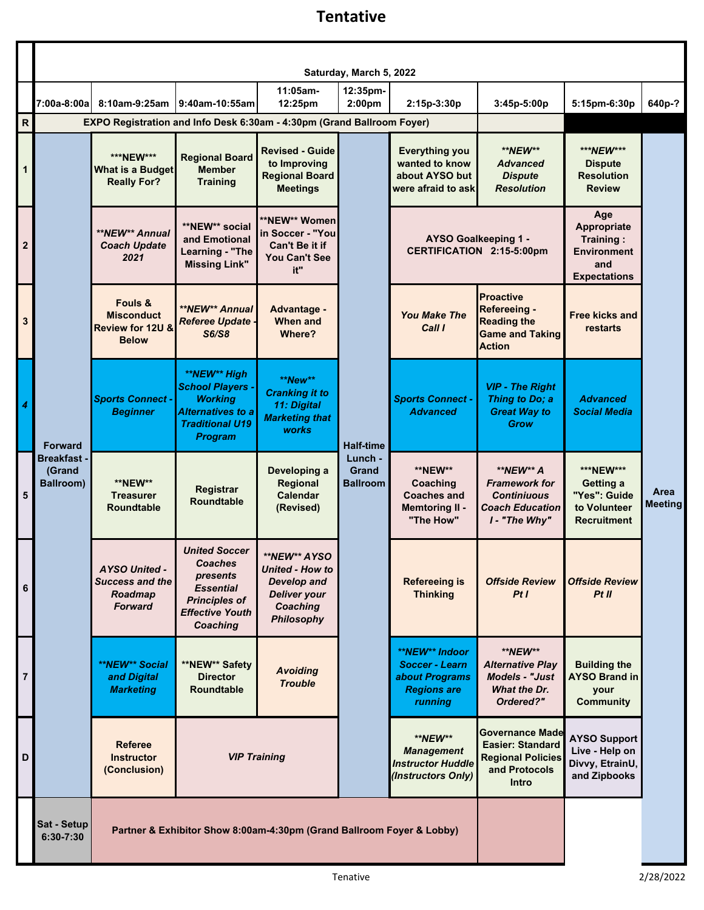# Tentative

**Saturday, March 5, 2022**

| | 7:00a-8:00a | 8:10am-9:25am | 9:40am-10:55am | 11:05am-12:25pm | 12:35pm-2:00pm | 2:15p-3:30p | 3:45p-5:00p | 5:15pm-6:30p | 640p-? |
|---|---|---|---|---|---|---|---|---|---|
| R | EXPO Registration and Info Desk 6:30am - 4:30pm (Grand Ballroom Foyer) | | | | | | | | |
| 1 | Forward Breakfast - (Grand Ballroom) | ***NEW*** What is a Budget Really For? | Regional Board Member Training | Revised - Guide to Improving Regional Board Meetings | Half-time Lunch - Grand Ballroom | Everything you wanted to know about AYSO but were afraid to ask | *\*\*NEW\*\* Advanced Dispute Resolution* | ***NEW*** Dispute Resolution Review | Area Meeting |
| 2 | | *\*\*NEW\*\* Annual Coach Update 2021* | **NEW** social and Emotional Learning - "The Missing Link" | **NEW** Women in Soccer - "You Can't Be it if You Can't See it" | | AYSO Goalkeeping 1 - CERTIFICATION 2:15-5:00pm | | Age Appropriate Training : Environment and Expectations | |
| 3 | | Fouls & Misconduct Review for 12U & Below | *\*\*NEW\*\* Annual Referee Update - S6/S8* | Advantage - When and Where? | | *You Make The Call I* | Proactive Refereeing - Reading the Game and Taking Action | Free kicks and restarts | |
| 4 | | *Sports Connect - Beginner* | *\*\*NEW\*\* High School Players - Working Alternatives to a Traditional U19 Program* | *\*\*New\*\* Cranking it to 11: Digital Marketing that works* | | *Sports Connect - Advanced* | *VIP - The Right Thing to Do; a Great Way to Grow* | *Advanced Social Media* | |
| 5 | | **NEW** Treasurer Roundtable | Registrar Roundtable | Developing a Regional Calendar (Revised) | | **NEW** Coaching Coaches and Memtoring II - "The How" | *\*\*NEW\*\* A Framework for Continiuous Coach Education I - "The Why"* | ***NEW*** Getting a "Yes": Guide to Volunteer Recruitment | |
| 6 | | *AYSO United - Success and the Roadmap Forward* | *United Soccer Coaches presents Essential Principles of Effective Youth Coaching* | *\*\*NEW\*\* AYSO United - How to Develop and Deliver your Coaching Philosophy* | | Refereeing is Thinking | *Offside Review Pt I* | *Offside Review Pt II* | |
| 7 | | *\*\*NEW\*\* Social and Digital Marketing* | **NEW** Safety Director Roundtable | *Avoiding Trouble* | | *\*\*NEW\*\* Indoor Soccer - Learn about Programs Regions are running* | *\*\*NEW\*\* Alternative Play Models - "Just What the Dr. Ordered?"* | Building the AYSO Brand in your Community | |
| D | | Referee Instructor (Conclusion) | *VIP Training* | | | *\*\*NEW\*\* Management Instructor Huddle (Instructors Only)* | Governance Made Easier: Standard Regional Policies and Protocols Intro | AYSO Support Live - Help on Divvy, EtrainU, and Zipbooks | |
| | Sat - Setup 6:30-7:30 | Partner & Exhibitor Show 8:00am-4:30pm (Grand Ballroom Foyer & Lobby) | | | | | | | |

Tenative

2/28/2022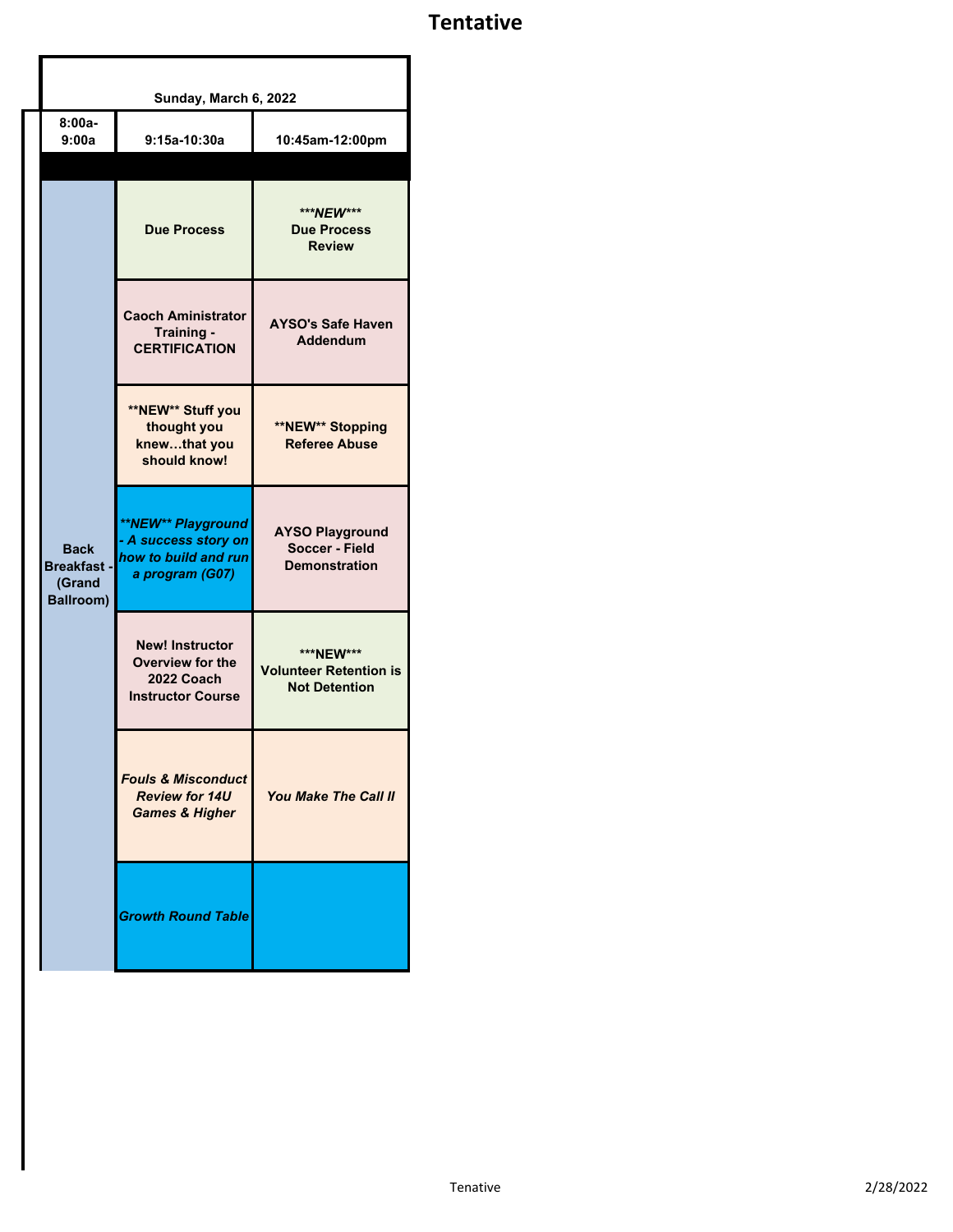# Tentative

| Sunday, March 6, 2022 | | |
|---|---|---|
| 8:00a-9:00a | 9:15a-10:30a | 10:45am-12:00pm |
| Back Breakfast - (Grand Ballroom) | Due Process | ***NEW*** Due Process Review |
| | Caoch Aministrator Training - CERTIFICATION | AYSO's Safe Haven Addendum |
| | **NEW** Stuff you thought you knew…that you should know! | **NEW** Stopping Referee Abuse |
| | ***NEW** Playground - A success story on how to build and run a program (G07)* | AYSO Playground Soccer - Field Demonstration |
| | New! Instructor Overview for the 2022 Coach Instructor Course | ***NEW*** Volunteer Retention is Not Detention |
| | *Fouls & Misconduct Review for 14U Games & Higher* | *You Make The Call II* |
| | *Growth Round Table* | |